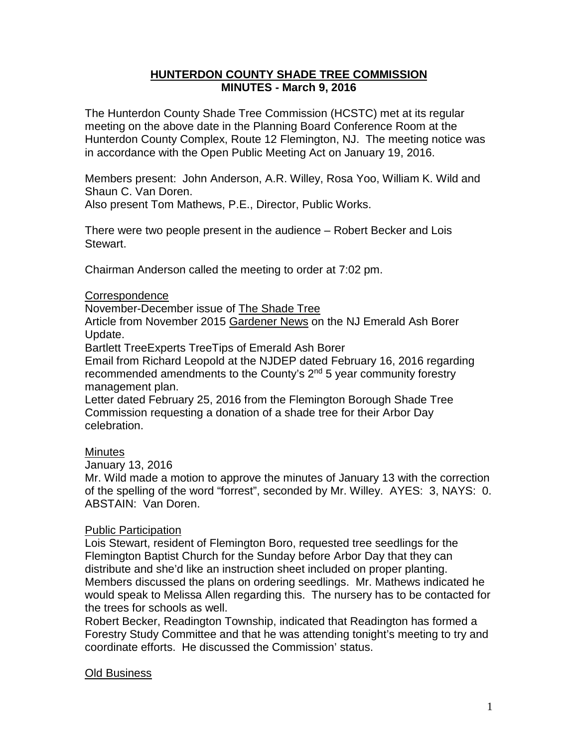# HUNTERDON COUNTY SHADE TREE COMMISSION
## MINUTES - March 9, 2016

The Hunterdon County Shade Tree Commission (HCSTC) met at its regular meeting on the above date in the Planning Board Conference Room at the Hunterdon County Complex, Route 12 Flemington, NJ. The meeting notice was in accordance with the Open Public Meeting Act on January 19, 2016.

Members present: John Anderson, A.R. Willey, Rosa Yoo, William K. Wild and Shaun C. Van Doren.
Also present Tom Mathews, P.E., Director, Public Works.

There were two people present in the audience – Robert Becker and Lois Stewart.

Chairman Anderson called the meeting to order at 7:02 pm.

Correspondence

November-December issue of The Shade Tree
Article from November 2015 Gardener News on the NJ Emerald Ash Borer Update.
Bartlett TreeExperts TreeTips of Emerald Ash Borer
Email from Richard Leopold at the NJDEP dated February 16, 2016 regarding recommended amendments to the County's 2nd 5 year community forestry management plan.
Letter dated February 25, 2016 from the Flemington Borough Shade Tree Commission requesting a donation of a shade tree for their Arbor Day celebration.

Minutes

January 13, 2016
Mr. Wild made a motion to approve the minutes of January 13 with the correction of the spelling of the word "forrest", seconded by Mr. Willey. AYES: 3, NAYS: 0. ABSTAIN: Van Doren.

Public Participation

Lois Stewart, resident of Flemington Boro, requested tree seedlings for the Flemington Baptist Church for the Sunday before Arbor Day that they can distribute and she'd like an instruction sheet included on proper planting. Members discussed the plans on ordering seedlings. Mr. Mathews indicated he would speak to Melissa Allen regarding this. The nursery has to be contacted for the trees for schools as well.
Robert Becker, Readington Township, indicated that Readington has formed a Forestry Study Committee and that he was attending tonight's meeting to try and coordinate efforts. He discussed the Commission' status.

Old Business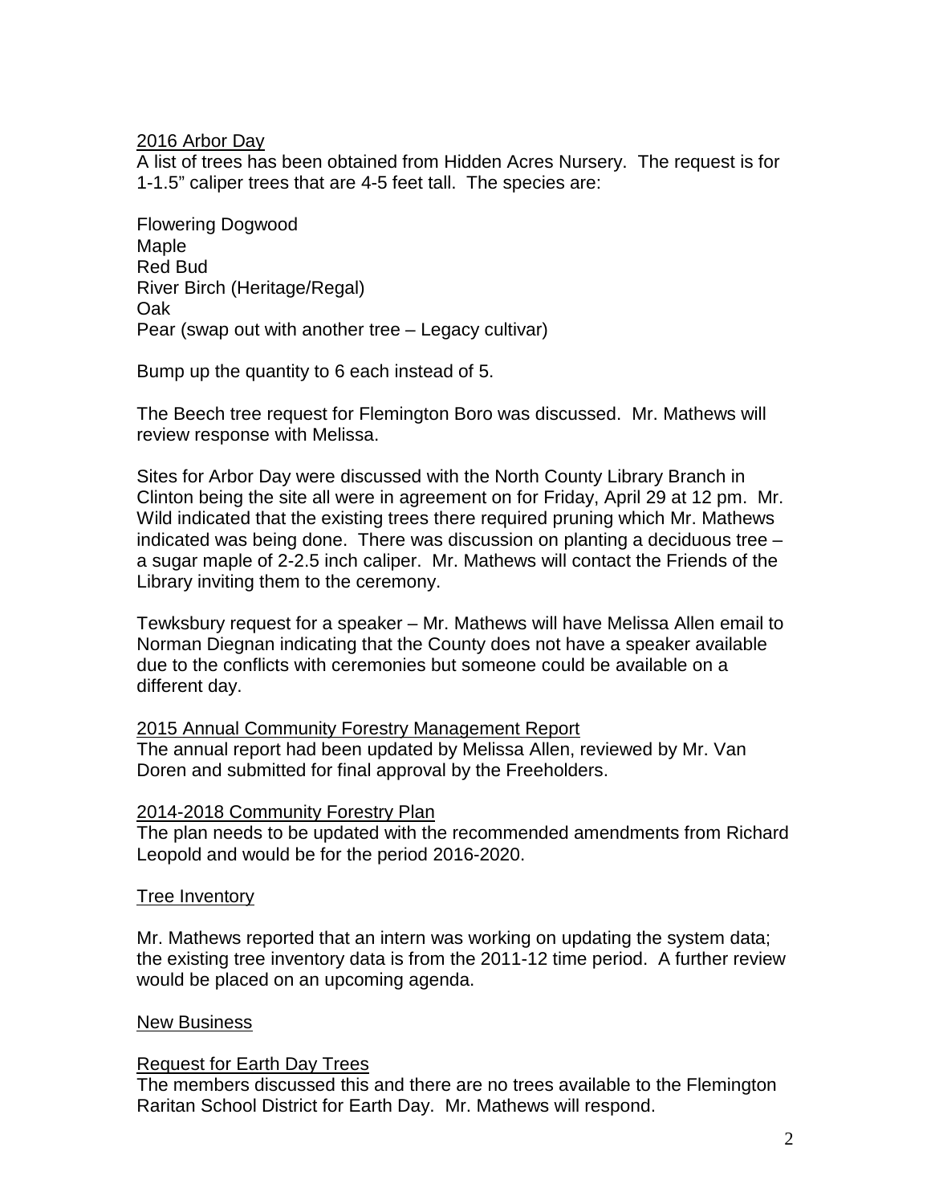2016 Arbor Day

A list of trees has been obtained from Hidden Acres Nursery. The request is for 1-1.5" caliper trees that are 4-5 feet tall. The species are:

Flowering Dogwood
Maple
Red Bud
River Birch (Heritage/Regal)
Oak
Pear (swap out with another tree – Legacy cultivar)

Bump up the quantity to 6 each instead of 5.

The Beech tree request for Flemington Boro was discussed. Mr. Mathews will review response with Melissa.

Sites for Arbor Day were discussed with the North County Library Branch in Clinton being the site all were in agreement on for Friday, April 29 at 12 pm. Mr. Wild indicated that the existing trees there required pruning which Mr. Mathews indicated was being done. There was discussion on planting a deciduous tree – a sugar maple of 2-2.5 inch caliper. Mr. Mathews will contact the Friends of the Library inviting them to the ceremony.

Tewksbury request for a speaker – Mr. Mathews will have Melissa Allen email to Norman Diegnan indicating that the County does not have a speaker available due to the conflicts with ceremonies but someone could be available on a different day.

2015 Annual Community Forestry Management Report

The annual report had been updated by Melissa Allen, reviewed by Mr. Van Doren and submitted for final approval by the Freeholders.

2014-2018 Community Forestry Plan

The plan needs to be updated with the recommended amendments from Richard Leopold and would be for the period 2016-2020.

Tree Inventory

Mr. Mathews reported that an intern was working on updating the system data; the existing tree inventory data is from the 2011-12 time period. A further review would be placed on an upcoming agenda.

New Business

Request for Earth Day Trees

The members discussed this and there are no trees available to the Flemington Raritan School District for Earth Day. Mr. Mathews will respond.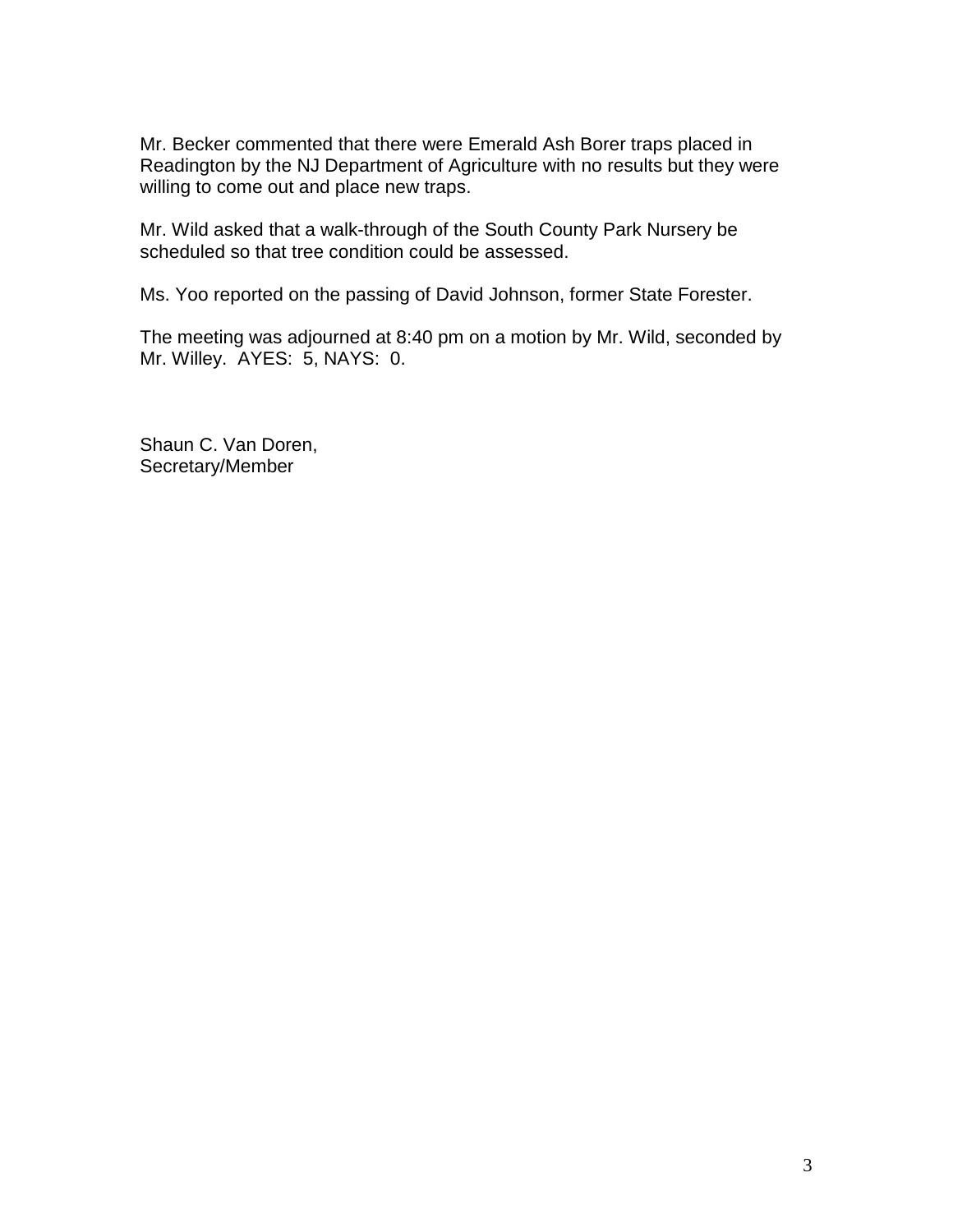Mr. Becker commented that there were Emerald Ash Borer traps placed in Readington by the NJ Department of Agriculture with no results but they were willing to come out and place new traps.

Mr. Wild asked that a walk-through of the South County Park Nursery be scheduled so that tree condition could be assessed.

Ms. Yoo reported on the passing of David Johnson, former State Forester.

The meeting was adjourned at 8:40 pm on a motion by Mr. Wild, seconded by Mr. Willey. AYES: 5, NAYS: 0.

Shaun C. Van Doren,
Secretary/Member